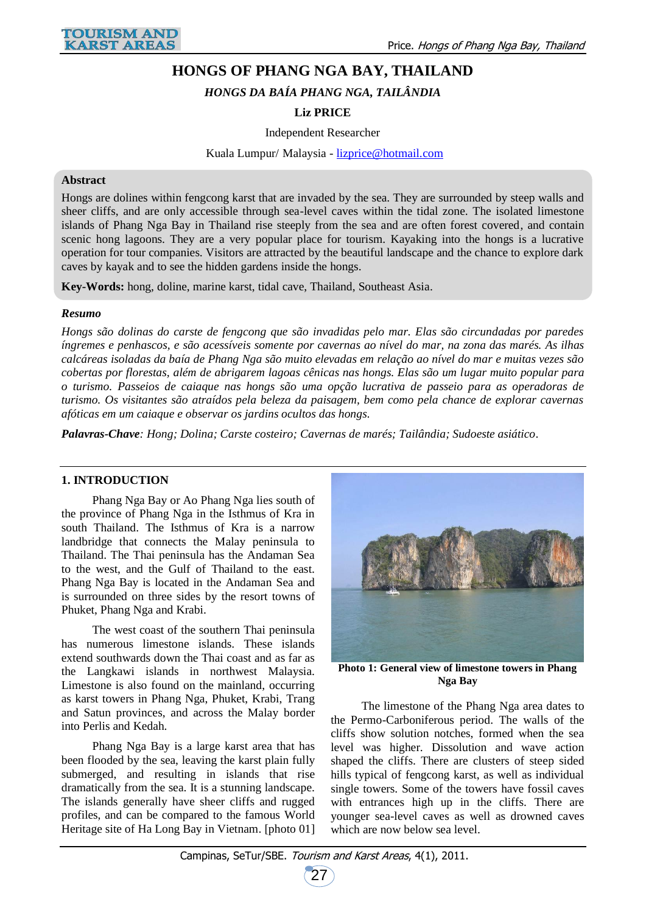# HONGS OF PHANG NGA BAY, THAILAND

### *HONGS DA BAÍA PHANG NGA, TAILÂNDIA*

**Liz PRICE**

Independent Researcher

Kuala Lumpur/ Malaysia - lizprice@hotmail.com

**Abstract**

Hongs are dolines within fengcong karst that are invaded by the sea. They are surrounded by steep walls and sheer cliffs, and are only accessible through sea-level caves within the tidal zone. The isolated limestone islands of Phang Nga Bay in Thailand rise steeply from the sea and are often forest covered, and contain scenic hong lagoons. They are a very popular place for tourism. Kayaking into the hongs is a lucrative operation for tour companies. Visitors are attracted by the beautiful landscape and the chance to explore dark caves by kayak and to see the hidden gardens inside the hongs.

**Key-Words:** hong, doline, marine karst, tidal cave, Thailand, Southeast Asia.

***Resumo***

*Hongs são dolinas do carste de fengcong que são invadidas pelo mar. Elas são circundadas por paredes íngremes e penhascos, e são acessíveis somente por cavernas ao nível do mar, na zona das marés. As ilhas calcáreas isoladas da baía de Phang Nga são muito elevadas em relação ao nível do mar e muitas vezes são cobertas por florestas, além de abrigarem lagoas cênicas nas hongs. Elas são um lugar muito popular para o turismo. Passeios de caiaque nas hongs são uma opção lucrativa de passeio para as operadoras de turismo. Os visitantes são atraídos pela beleza da paisagem, bem como pela chance de explorar cavernas afóticas em um caiaque e observar os jardins ocultos das hongs.*

***Palavras-Chave****: Hong; Dolina; Carste costeiro; Cavernas de marés; Tailândia; Sudoeste asiático*.

## 1. INTRODUCTION

Phang Nga Bay or Ao Phang Nga lies south of the province of Phang Nga in the Isthmus of Kra in south Thailand. The Isthmus of Kra is a narrow landbridge that connects the Malay peninsula to Thailand. The Thai peninsula has the Andaman Sea to the west, and the Gulf of Thailand to the east. Phang Nga Bay is located in the Andaman Sea and is surrounded on three sides by the resort towns of Phuket, Phang Nga and Krabi.

The west coast of the southern Thai peninsula has numerous limestone islands. These islands extend southwards down the Thai coast and as far as the Langkawi islands in northwest Malaysia. Limestone is also found on the mainland, occurring as karst towers in Phang Nga, Phuket, Krabi, Trang and Satun provinces, and across the Malay border into Perlis and Kedah.

Phang Nga Bay is a large karst area that has been flooded by the sea, leaving the karst plain fully submerged, and resulting in islands that rise dramatically from the sea. It is a stunning landscape. The islands generally have sheer cliffs and rugged profiles, and can be compared to the famous World Heritage site of Ha Long Bay in Vietnam. [photo 01]

**Photo 1: General view of limestone towers in Phang Nga Bay**

The limestone of the Phang Nga area dates to the Permo-Carboniferous period. The walls of the cliffs show solution notches, formed when the sea level was higher. Dissolution and wave action shaped the cliffs. There are clusters of steep sided hills typical of fengcong karst, as well as individual single towers. Some of the towers have fossil caves with entrances high up in the cliffs. There are younger sea-level caves as well as drowned caves which are now below sea level.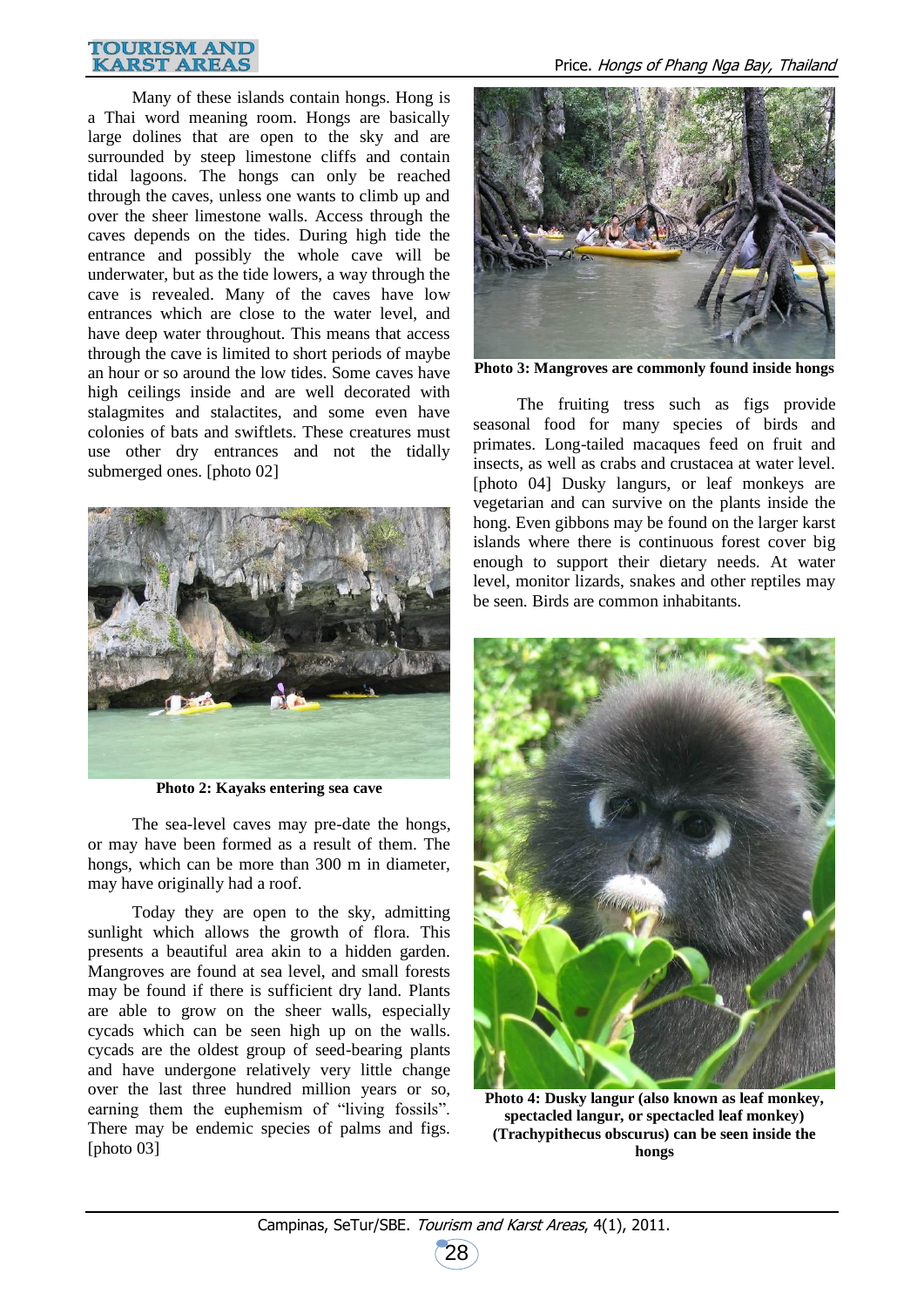Many of these islands contain hongs. Hong is a Thai word meaning room. Hongs are basically large dolines that are open to the sky and are surrounded by steep limestone cliffs and contain tidal lagoons. The hongs can only be reached through the caves, unless one wants to climb up and over the sheer limestone walls. Access through the caves depends on the tides. During high tide the entrance and possibly the whole cave will be underwater, but as the tide lowers, a way through the cave is revealed. Many of the caves have low entrances which are close to the water level, and have deep water throughout. This means that access through the cave is limited to short periods of maybe an hour or so around the low tides. Some caves have high ceilings inside and are well decorated with stalagmites and stalactites, and some even have colonies of bats and swiftlets. These creatures must use other dry entrances and not the tidally submerged ones. [photo 02]

**Photo 2: Kayaks entering sea cave**

The sea-level caves may pre-date the hongs, or may have been formed as a result of them. The hongs, which can be more than 300 m in diameter, may have originally had a roof.

Today they are open to the sky, admitting sunlight which allows the growth of flora. This presents a beautiful area akin to a hidden garden. Mangroves are found at sea level, and small forests may be found if there is sufficient dry land. Plants are able to grow on the sheer walls, especially cycads which can be seen high up on the walls. cycads are the oldest group of seed-bearing plants and have undergone relatively very little change over the last three hundred million years or so, earning them the euphemism of "living fossils". There may be endemic species of palms and figs. [photo 03]

**Photo 3: Mangroves are commonly found inside hongs**

The fruiting tress such as figs provide seasonal food for many species of birds and primates. Long-tailed macaques feed on fruit and insects, as well as crabs and crustacea at water level. [photo 04] Dusky langurs, or leaf monkeys are vegetarian and can survive on the plants inside the hong. Even gibbons may be found on the larger karst islands where there is continuous forest cover big enough to support their dietary needs. At water level, monitor lizards, snakes and other reptiles may be seen. Birds are common inhabitants.

**Photo 4: Dusky langur (also known as leaf monkey, spectacled langur, or spectacled leaf monkey) (Trachypithecus obscurus) can be seen inside the hongs**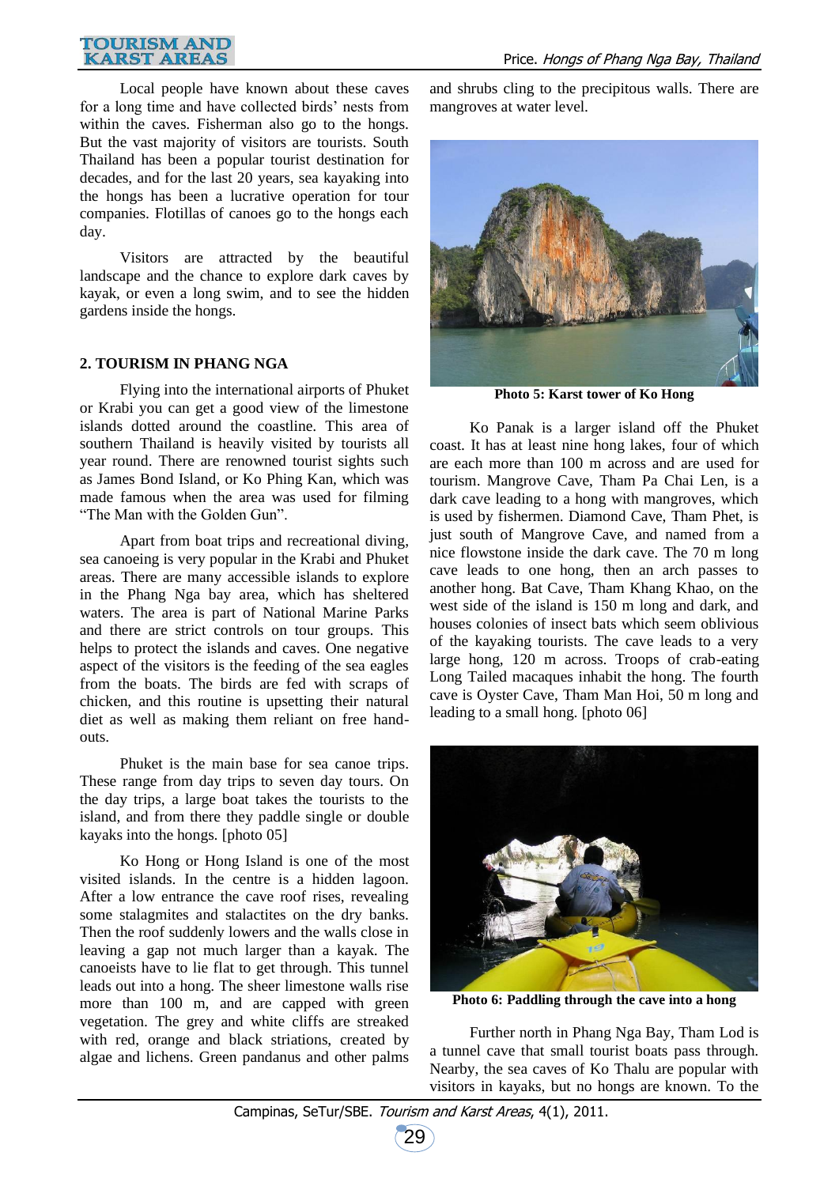Local people have known about these caves for a long time and have collected birds' nests from within the caves. Fisherman also go to the hongs. But the vast majority of visitors are tourists. South Thailand has been a popular tourist destination for decades, and for the last 20 years, sea kayaking into the hongs has been a lucrative operation for tour companies. Flotillas of canoes go to the hongs each day.

Visitors are attracted by the beautiful landscape and the chance to explore dark caves by kayak, or even a long swim, and to see the hidden gardens inside the hongs.

## 2. TOURISM IN PHANG NGA

Flying into the international airports of Phuket or Krabi you can get a good view of the limestone islands dotted around the coastline. This area of southern Thailand is heavily visited by tourists all year round. There are renowned tourist sights such as James Bond Island, or Ko Phing Kan, which was made famous when the area was used for filming "The Man with the Golden Gun".

Apart from boat trips and recreational diving, sea canoeing is very popular in the Krabi and Phuket areas. There are many accessible islands to explore in the Phang Nga bay area, which has sheltered waters. The area is part of National Marine Parks and there are strict controls on tour groups. This helps to protect the islands and caves. One negative aspect of the visitors is the feeding of the sea eagles from the boats. The birds are fed with scraps of chicken, and this routine is upsetting their natural diet as well as making them reliant on free hand-outs.

Phuket is the main base for sea canoe trips. These range from day trips to seven day tours. On the day trips, a large boat takes the tourists to the island, and from there they paddle single or double kayaks into the hongs. [photo 05]

Ko Hong or Hong Island is one of the most visited islands. In the centre is a hidden lagoon. After a low entrance the cave roof rises, revealing some stalagmites and stalactites on the dry banks. Then the roof suddenly lowers and the walls close in leaving a gap not much larger than a kayak. The canoeists have to lie flat to get through. This tunnel leads out into a hong. The sheer limestone walls rise more than 100 m, and are capped with green vegetation. The grey and white cliffs are streaked with red, orange and black striations, created by algae and lichens. Green pandanus and other palms and shrubs cling to the precipitous walls. There are mangroves at water level.

**Photo 5: Karst tower of Ko Hong**

Ko Panak is a larger island off the Phuket coast. It has at least nine hong lakes, four of which are each more than 100 m across and are used for tourism. Mangrove Cave, Tham Pa Chai Len, is a dark cave leading to a hong with mangroves, which is used by fishermen. Diamond Cave, Tham Phet, is just south of Mangrove Cave, and named from a nice flowstone inside the dark cave. The 70 m long cave leads to one hong, then an arch passes to another hong. Bat Cave, Tham Khang Khao, on the west side of the island is 150 m long and dark, and houses colonies of insect bats which seem oblivious of the kayaking tourists. The cave leads to a very large hong, 120 m across. Troops of crab-eating Long Tailed macaques inhabit the hong. The fourth cave is Oyster Cave, Tham Man Hoi, 50 m long and leading to a small hong. [photo 06]

**Photo 6: Paddling through the cave into a hong**

Further north in Phang Nga Bay, Tham Lod is a tunnel cave that small tourist boats pass through. Nearby, the sea caves of Ko Thalu are popular with visitors in kayaks, but no hongs are known. To the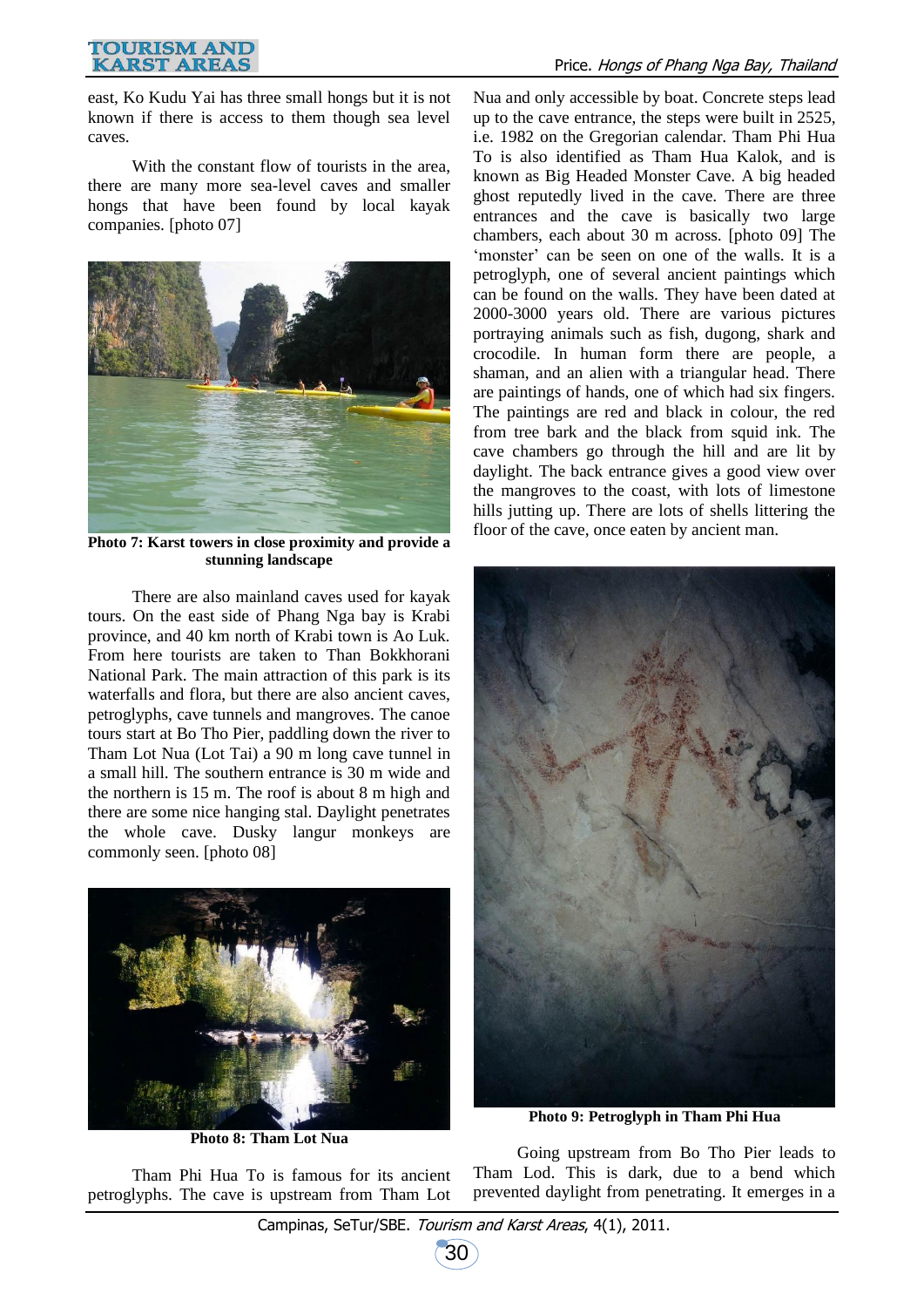east, Ko Kudu Yai has three small hongs but it is not known if there is access to them though sea level caves.

With the constant flow of tourists in the area, there are many more sea-level caves and smaller hongs that have been found by local kayak companies. [photo 07]

**Photo 7: Karst towers in close proximity and provide a stunning landscape**

There are also mainland caves used for kayak tours. On the east side of Phang Nga bay is Krabi province, and 40 km north of Krabi town is Ao Luk. From here tourists are taken to Than Bokkhorani National Park. The main attraction of this park is its waterfalls and flora, but there are also ancient caves, petroglyphs, cave tunnels and mangroves. The canoe tours start at Bo Tho Pier, paddling down the river to Tham Lot Nua (Lot Tai) a 90 m long cave tunnel in a small hill. The southern entrance is 30 m wide and the northern is 15 m. The roof is about 8 m high and there are some nice hanging stal. Daylight penetrates the whole cave. Dusky langur monkeys are commonly seen. [photo 08]

**Photo 8: Tham Lot Nua**

Tham Phi Hua To is famous for its ancient petroglyphs. The cave is upstream from Tham Lot Nua and only accessible by boat. Concrete steps lead up to the cave entrance, the steps were built in 2525, i.e. 1982 on the Gregorian calendar. Tham Phi Hua To is also identified as Tham Hua Kalok, and is known as Big Headed Monster Cave. A big headed ghost reputedly lived in the cave. There are three entrances and the cave is basically two large chambers, each about 30 m across. [photo 09] The 'monster' can be seen on one of the walls. It is a petroglyph, one of several ancient paintings which can be found on the walls. They have been dated at 2000-3000 years old. There are various pictures portraying animals such as fish, dugong, shark and crocodile. In human form there are people, a shaman, and an alien with a triangular head. There are paintings of hands, one of which had six fingers. The paintings are red and black in colour, the red from tree bark and the black from squid ink. The cave chambers go through the hill and are lit by daylight. The back entrance gives a good view over the mangroves to the coast, with lots of limestone hills jutting up. There are lots of shells littering the floor of the cave, once eaten by ancient man.

**Photo 9: Petroglyph in Tham Phi Hua**

Going upstream from Bo Tho Pier leads to Tham Lod. This is dark, due to a bend which prevented daylight from penetrating. It emerges in a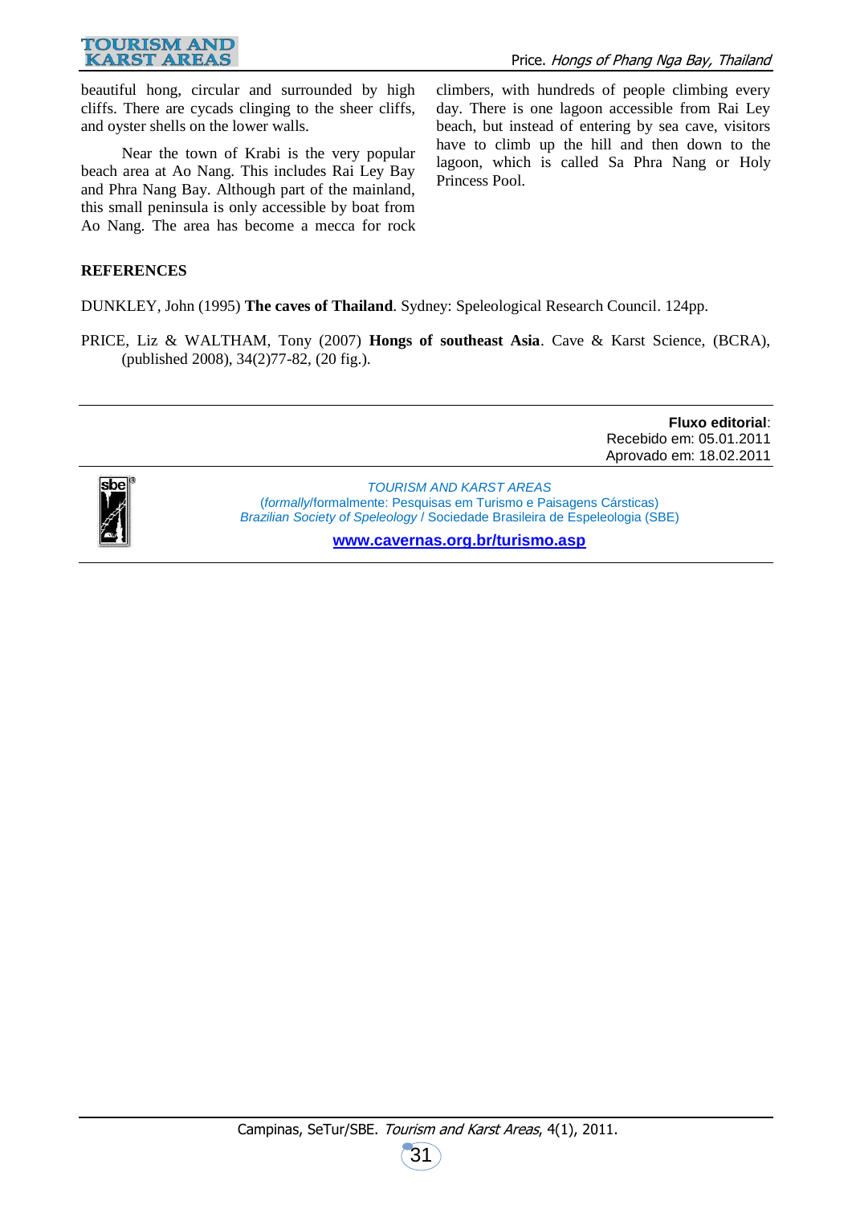beautiful hong, circular and surrounded by high cliffs. There are cycads clinging to the sheer cliffs, and oyster shells on the lower walls.

Near the town of Krabi is the very popular beach area at Ao Nang. This includes Rai Ley Bay and Phra Nang Bay. Although part of the mainland, this small peninsula is only accessible by boat from Ao Nang. The area has become a mecca for rock climbers, with hundreds of people climbing every day. There is one lagoon accessible from Rai Ley beach, but instead of entering by sea cave, visitors have to climb up the hill and then down to the lagoon, which is called Sa Phra Nang or Holy Princess Pool.

## REFERENCES

DUNKLEY, John (1995) **The caves of Thailand**. Sydney: Speleological Research Council. 124pp.

PRICE, Liz & WALTHAM, Tony (2007) **Hongs of southeast Asia**. Cave & Karst Science, (BCRA), (published 2008), 34(2)77-82, (20 fig.).

**Fluxo editorial**:
Recebido em: 05.01.2011
Aprovado em: 18.02.2011

*TOURISM AND KARST AREAS*
(*formally*/formalmente: Pesquisas em Turismo e Paisagens Cársticas)
*Brazilian Society of Speleology* / Sociedade Brasileira de Espeleologia (SBE)

**www.cavernas.org.br/turismo.asp**